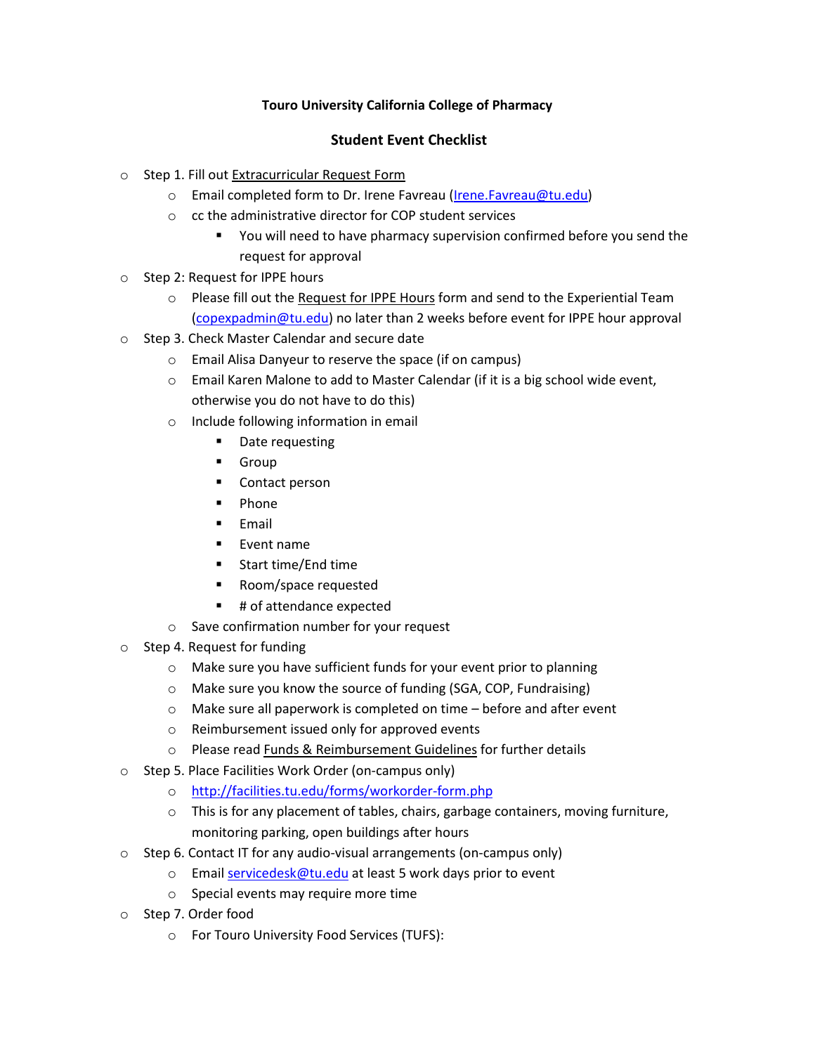**Touro University California College of Pharmacy**

**Student Event Checklist**

- Step 1. Fill out Extracurricular Request Form
  - Email completed form to Dr. Irene Favreau (Irene.Favreau@tu.edu)
  - cc the administrative director for COP student services
    - You will need to have pharmacy supervision confirmed before you send the request for approval
- Step 2: Request for IPPE hours
  - Please fill out the Request for IPPE Hours form and send to the Experiential Team (copexpadmin@tu.edu) no later than 2 weeks before event for IPPE hour approval
- Step 3. Check Master Calendar and secure date
  - Email Alisa Danyeur to reserve the space (if on campus)
  - Email Karen Malone to add to Master Calendar (if it is a big school wide event, otherwise you do not have to do this)
  - Include following information in email
    - Date requesting
    - Group
    - Contact person
    - Phone
    - Email
    - Event name
    - Start time/End time
    - Room/space requested
    - # of attendance expected
  - Save confirmation number for your request
- Step 4. Request for funding
  - Make sure you have sufficient funds for your event prior to planning
  - Make sure you know the source of funding (SGA, COP, Fundraising)
  - Make sure all paperwork is completed on time – before and after event
  - Reimbursement issued only for approved events
  - Please read Funds & Reimbursement Guidelines for further details
- Step 5. Place Facilities Work Order (on-campus only)
  - http://facilities.tu.edu/forms/workorder-form.php
  - This is for any placement of tables, chairs, garbage containers, moving furniture, monitoring parking, open buildings after hours
- Step 6. Contact IT for any audio-visual arrangements (on-campus only)
  - Email servicedesk@tu.edu at least 5 work days prior to event
  - Special events may require more time
- Step 7. Order food
  - For Touro University Food Services (TUFS):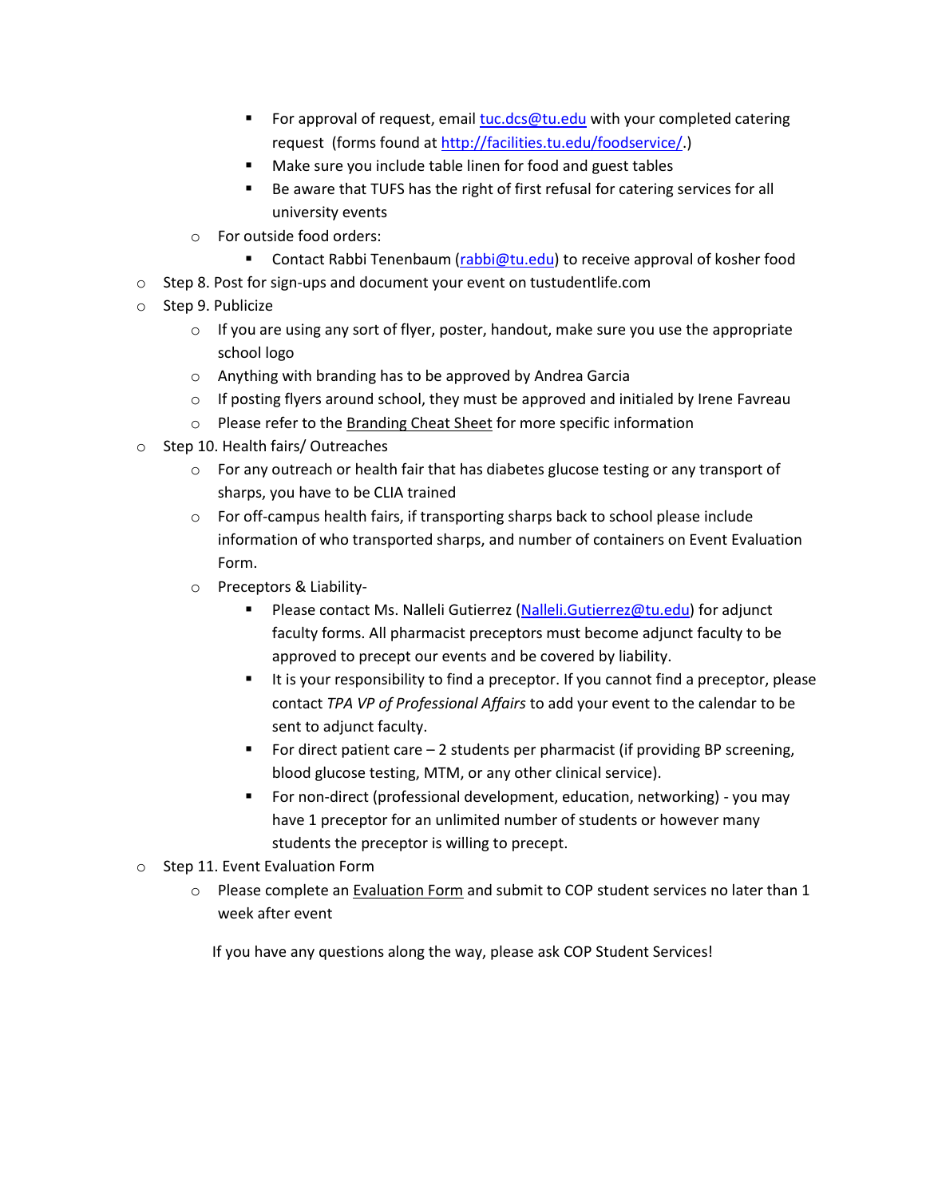- For approval of request, email [tuc.dcs@tu.edu](mailto:tuc.dcs@tu.edu) with your completed catering request (forms found at [http://facilities.tu.edu/foodservice/](http://facilities.tu.edu/foodservice/).)
        - Make sure you include table linen for food and guest tables
        - Be aware that TUFS has the right of first refusal for catering services for all university events
    - For outside food orders:
        - Contact Rabbi Tenenbaum ([rabbi@tu.edu](mailto:rabbi@tu.edu)) to receive approval of kosher food
- Step 8. Post for sign-ups and document your event on tustudentlife.com
- Step 9. Publicize
    - If you are using any sort of flyer, poster, handout, make sure you use the appropriate school logo
    - Anything with branding has to be approved by Andrea Garcia
    - If posting flyers around school, they must be approved and initialed by Irene Favreau
    - Please refer to the Branding Cheat Sheet for more specific information
- Step 10. Health fairs/ Outreaches
    - For any outreach or health fair that has diabetes glucose testing or any transport of sharps, you have to be CLIA trained
    - For off-campus health fairs, if transporting sharps back to school please include information of who transported sharps, and number of containers on Event Evaluation Form.
    - Preceptors & Liability-
        - Please contact Ms. Nalleli Gutierrez ([Nalleli.Gutierrez@tu.edu](mailto:Nalleli.Gutierrez@tu.edu)) for adjunct faculty forms. All pharmacist preceptors must become adjunct faculty to be approved to precept our events and be covered by liability.
        - It is your responsibility to find a preceptor. If you cannot find a preceptor, please contact *TPA VP of Professional Affairs* to add your event to the calendar to be sent to adjunct faculty.
        - For direct patient care – 2 students per pharmacist (if providing BP screening, blood glucose testing, MTM, or any other clinical service).
        - For non-direct (professional development, education, networking) - you may have 1 preceptor for an unlimited number of students or however many students the preceptor is willing to precept.
- Step 11. Event Evaluation Form
    - Please complete an Evaluation Form and submit to COP student services no later than 1 week after event

If you have any questions along the way, please ask COP Student Services!